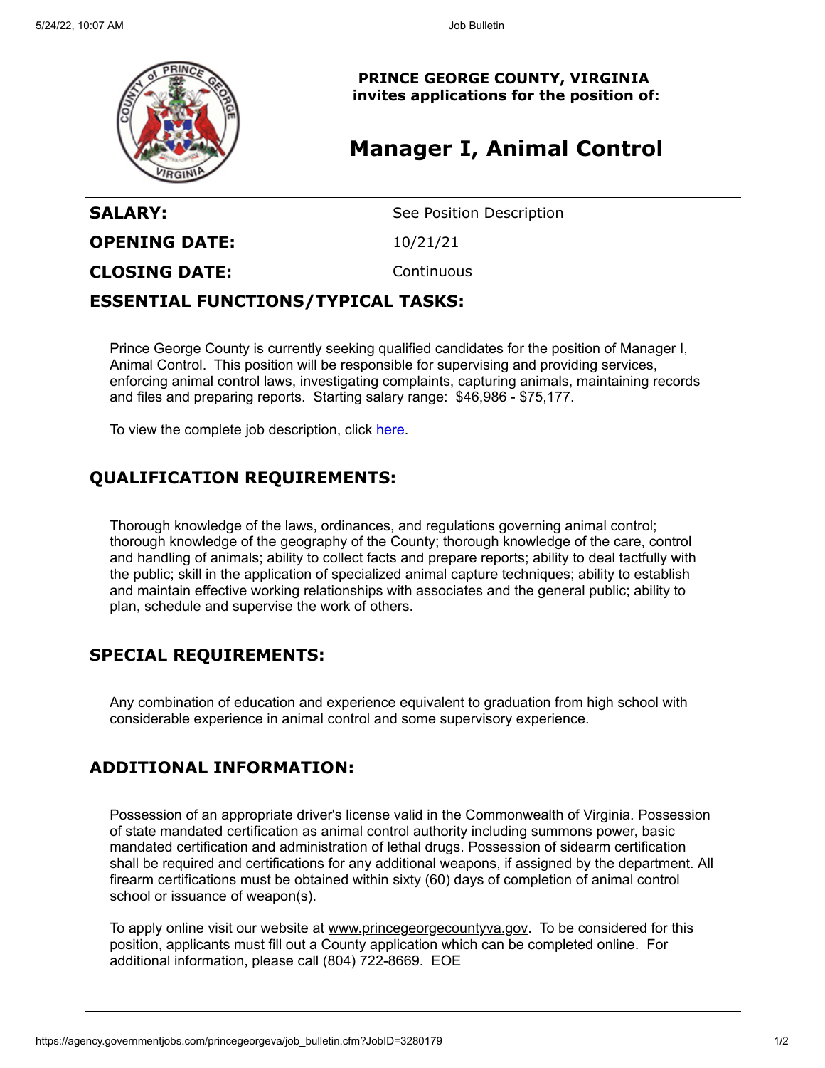**PRINCE GEORGE COUNTY, VIRGINIA**
**invites applications for the position of:**

# Manager I, Animal Control

| | |
|---|---|
| **SALARY:** | See Position Description |
| **OPENING DATE:** | 10/21/21 |
| **CLOSING DATE:** | Continuous |

## ESSENTIAL FUNCTIONS/TYPICAL TASKS:

Prince George County is currently seeking qualified candidates for the position of Manager I, Animal Control. This position will be responsible for supervising and providing services, enforcing animal control laws, investigating complaints, capturing animals, maintaining records and files and preparing reports. Starting salary range: $46,986 - $75,177.

To view the complete job description, click here.

## QUALIFICATION REQUIREMENTS:

Thorough knowledge of the laws, ordinances, and regulations governing animal control; thorough knowledge of the geography of the County; thorough knowledge of the care, control and handling of animals; ability to collect facts and prepare reports; ability to deal tactfully with the public; skill in the application of specialized animal capture techniques; ability to establish and maintain effective working relationships with associates and the general public; ability to plan, schedule and supervise the work of others.

## SPECIAL REQUIREMENTS:

Any combination of education and experience equivalent to graduation from high school with considerable experience in animal control and some supervisory experience.

## ADDITIONAL INFORMATION:

Possession of an appropriate driver's license valid in the Commonwealth of Virginia. Possession of state mandated certification as animal control authority including summons power, basic mandated certification and administration of lethal drugs. Possession of sidearm certification shall be required and certifications for any additional weapons, if assigned by the department. All firearm certifications must be obtained within sixty (60) days of completion of animal control school or issuance of weapon(s).

To apply online visit our website at www.princegeorgecountyva.gov. To be considered for this position, applicants must fill out a County application which can be completed online. For additional information, please call (804) 722-8669. EOE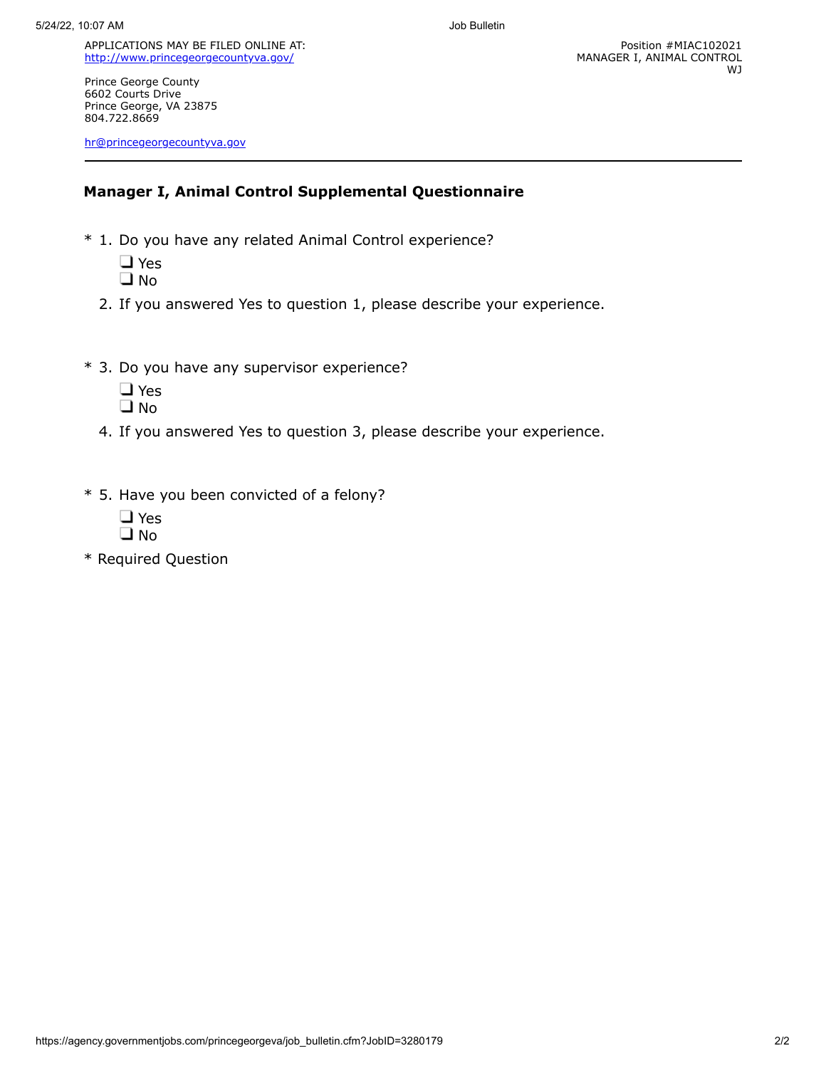APPLICATIONS MAY BE FILED ONLINE AT:
http://www.princegeorgecountyva.gov/

Prince George County
6602 Courts Drive
Prince George, VA 23875
804.722.8669

hr@princegeorgecountyva.gov

Position #MIAC102021
MANAGER I, ANIMAL CONTROL
WJ

---

## Manager I, Animal Control Supplemental Questionnaire

\* 1. Do you have any related Animal Control experience?

- ❑ Yes
- ❑ No

2. If you answered Yes to question 1, please describe your experience.

\* 3. Do you have any supervisor experience?

- ❑ Yes
- ❑ No

4. If you answered Yes to question 3, please describe your experience.

\* 5. Have you been convicted of a felony?

- ❑ Yes
- ❑ No

\* Required Question